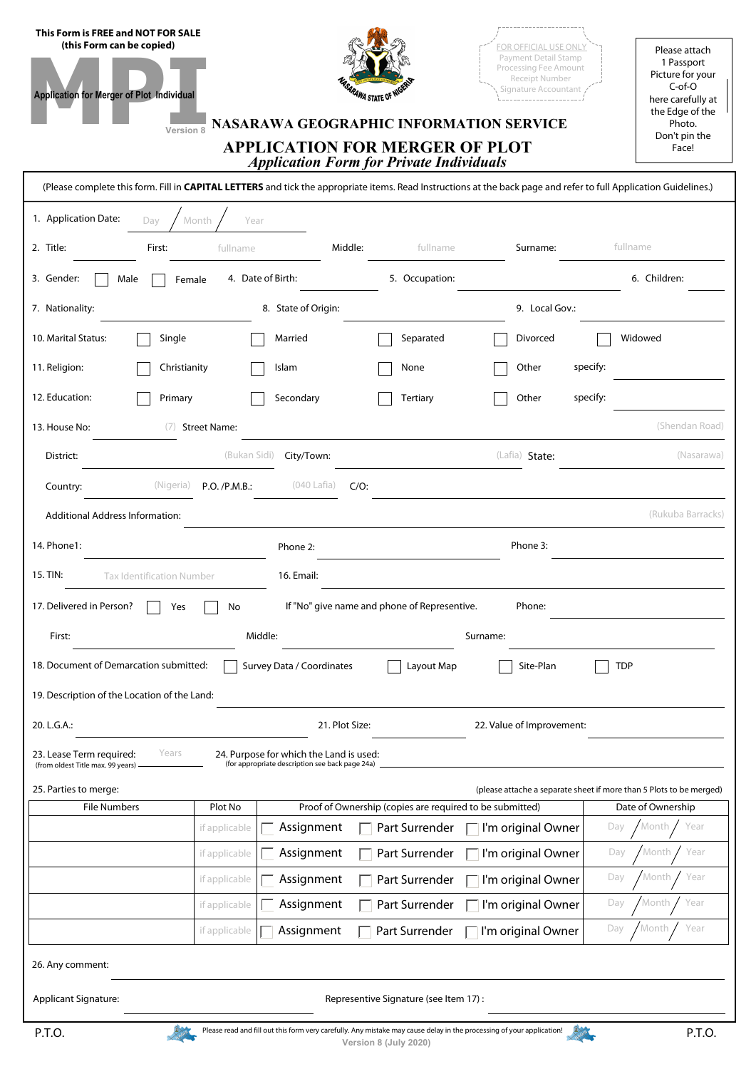**This Form is FREE and NOT FOR SALE**
**(this Form can be copied)**

**MPI**
Application for Merger of Plot Individual
Version 8

FOR OFFICIAL USE ONLY
Payment Detail Stamp
Processing Fee Amount
Receipt Number
Signature Accountant

Please attach 1 Passport Picture for your C-of-O here carefully at the Edge of the Photo. Don't pin the Face!

NASARAWA STATE OF NIGERIA

# NASARAWA GEOGRAPHIC INFORMATION SERVICE

## APPLICATION FOR MERGER OF PLOT

*Application Form for Private Individuals*

(Please complete this form. Fill in **CAPITAL LETTERS** and tick the appropriate items. Read Instructions at the back page and refer to full Application Guidelines.)

1. Application Date: Day / Month / Year
2. Title: ______ First: (fullname) ______ Middle: (fullname) ______ Surname: (fullname) ______
3. Gender: ☐ Male ☐ Female  4. Date of Birth: ______ 5. Occupation: ______ 6. Children: ______
7. Nationality: ______ 8. State of Origin: ______ 9. Local Gov.: ______
10. Marital Status: ☐ Single ☐ Married ☐ Separated ☐ Divorced ☐ Widowed
11. Religion: ☐ Christianity ☐ Islam ☐ None ☐ Other specify: ______
12. Education: ☐ Primary ☐ Secondary ☐ Tertiary ☐ Other specify: ______
13. House No: (7) Street Name: (Shendan Road)
 District: (Bukan Sidi) City/Town: (Lafia) State: (Nasarawa)
 Country: (Nigeria) P.O. /P.M.B.: (040 Lafia) C/O: ______
 Additional Address Information: (Rukuba Barracks)
14. Phone1: ______ Phone 2: ______ Phone 3: ______
15. TIN: (Tax Identification Number) 16. Email: ______
17. Delivered in Person? ☐ Yes ☐ No  If "No" give name and phone of Representative. Phone: ______
 First: ______ Middle: ______ Surname: ______
18. Document of Demarcation submitted: ☐ Survey Data / Coordinates ☐ Layout Map ☐ Site-Plan ☐ TDP
19. Description of the Location of the Land: ______
20. L.G.A.: ______ 21. Plot Size: ______ 22. Value of Improvement: ______
23. Lease Term required: (from oldest Title max. 99 years) ______ Years  24. Purpose for which the Land is used: (for appropriate description see back page 24a) ______
25. Parties to merge: (please attache a separate sheet if more than 5 Plots to be merged)

| File Numbers | Plot No | Proof of Ownership (copies are required to be submitted) | Date of Ownership |
|---|---|---|---|
| | if applicable | ☐ Assignment ☐ Part Surrender ☐ I'm original Owner | Day / Month / Year |
| | if applicable | ☐ Assignment ☐ Part Surrender ☐ I'm original Owner | Day / Month / Year |
| | if applicable | ☐ Assignment ☐ Part Surrender ☐ I'm original Owner | Day / Month / Year |
| | if applicable | ☐ Assignment ☐ Part Surrender ☐ I'm original Owner | Day / Month / Year |
| | if applicable | ☐ Assignment ☐ Part Surrender ☐ I'm original Owner | Day / Month / Year |

26. Any comment: ______

Applicant Signature: ______ Represenitive Signature (see Item 17) : ______

P.T.O. Please read and fill out this form very carefully. Any mistake may cause delay in the processing of your application! P.T.O.

Version 8 (July 2020)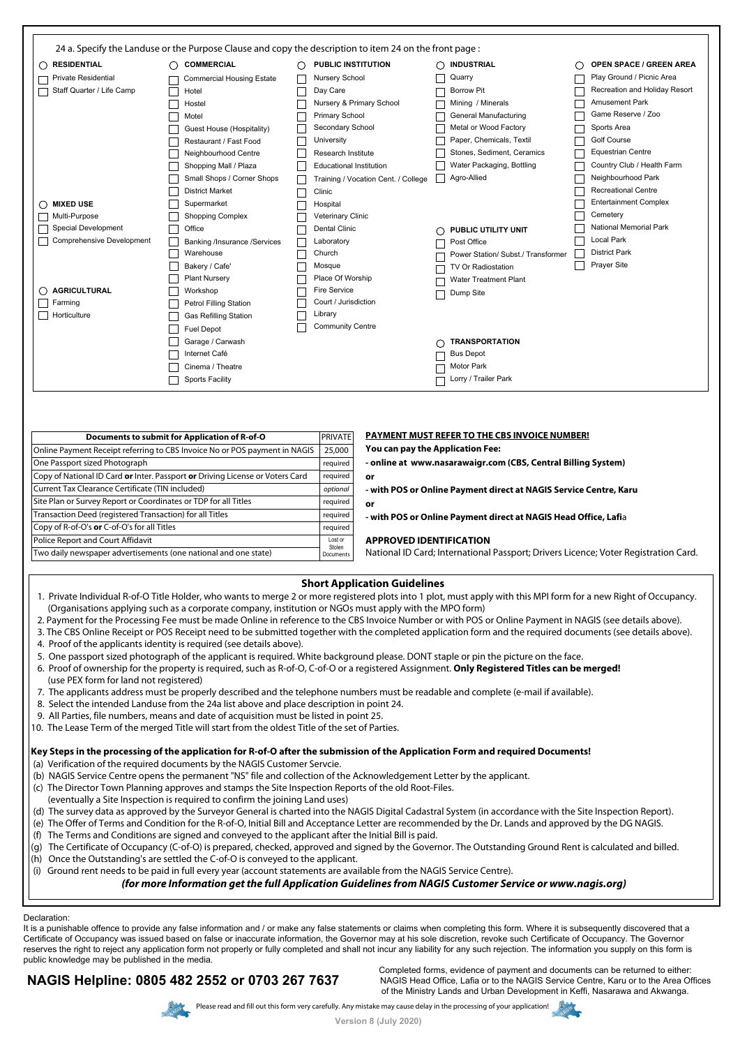24 a. Specify the Landuse or the Purpose Clause and copy the description to item 24 on the front page :

**RESIDENTIAL**
- Private Residential
- Staff Quarter / Life Camp

**MIXED USE**
- Multi-Purpose
- Special Development
- Comprehensive Development

**AGRICULTURAL**
- Farming
- Horticulture

**COMMERCIAL**
- Commercial Housing Estate
- Hotel
- Hostel
- Motel
- Guest House (Hospitality)
- Restaurant / Fast Food
- Neighbourhood Centre
- Shopping Mall / Plaza
- Small Shops / Corner Shops
- District Market
- Supermarket
- Shopping Complex
- Office
- Banking /Insurance /Services
- Warehouse
- Bakery / Cafe'
- Plant Nursery
- Workshop
- Petrol Filling Station
- Gas Refilling Station
- Fuel Depot
- Garage / Carwash
- Internet Café
- Cinema / Theatre
- Sports Facility

**PUBLIC INSTITUTION**
- Nursery School
- Day Care
- Nursery & Primary School
- Primary School
- Secondary School
- University
- Research Institute
- Educational Institution
- Training / Vocation Cent. / College
- Clinic
- Hospital
- Veterinary Clinic
- Dental Clinic
- Laboratory
- Church
- Mosque
- Place Of Worship
- Fire Service
- Court / Jurisdiction
- Library
- Community Centre

**INDUSTRIAL**
- Quarry
- Borrow Pit
- Mining / Minerals
- General Manufacturing
- Metal or Wood Factory
- Paper, Chemicals, Textil
- Stones, Sediment, Ceramics
- Water Packaging, Bottling
- Agro-Allied

**PUBLIC UTILITY UNIT**
- Post Office
- Power Station/ Subst./ Transformer
- TV Or Radiostation
- Water Treatment Plant
- Dump Site

**TRANSPORTATION**
- Bus Depot
- Motor Park
- Lorry / Trailer Park

**OPEN SPACE / GREEN AREA**
- Play Ground / Picnic Area
- Recreation and Holiday Resort
- Amusement Park
- Game Reserve / Zoo
- Sports Area
- Golf Course
- Equestrian Centre
- Country Club / Health Farm
- Neighbourhood Park
- Recreational Centre
- Entertainment Complex
- Cemetery
- National Memorial Park
- Local Park
- District Park
- Prayer Site

| Documents to submit for Application of R-of-O | PRIVATE |
|---|---|
| Online Payment Receipt referring to CBS Invoice No or POS payment in NAGIS | 25,000 |
| One Passport sized Photograph | required |
| Copy of National ID Card **or** Inter. Passport **or** Driving License or Voters Card | required |
| Current Tax Clearance Certificate (TIN included) | *optional* |
| Site Plan or Survey Report or Coordinates or TDP for all Titles | required |
| Transaction Deed (registered Transaction) for all Titles | required |
| Copy of R-of-O's **or** C-of-O's for all Titles | required |
| Police Report and Court Affidavit | Lost or Stolen Documents |
| Two daily newspaper advertisements (one national and one state) | |

**PAYMENT MUST REFER TO THE CBS INVOICE NUMBER!**

**You can pay the Application Fee:**

**- online at www.nasarawaigr.com (CBS, Central Billing System)**

**or**

**- with POS or Online Payment direct at NAGIS Service Centre, Karu**

**or**

**- with POS or Online Payment direct at NAGIS Head Office, Lafia**

**APPROVED IDENTIFICATION**

National ID Card; International Passport; Drivers Licence; Voter Registration Card.

## Short Application Guidelines

1. Private Individual R-of-O Title Holder, who wants to merge 2 or more registered plots into 1 plot, must apply with this MPI form for a new Right of Occupancy. (Organisations applying such as a corporate company, institution or NGOs must apply with the MPO form)
2. Payment for the Processing Fee must be made Online in reference to the CBS Invoice Number or with POS or Online Payment in NAGIS (see details above).
3. The CBS Online Receipt or POS Receipt need to be submitted together with the completed application form and the required documents (see details above).
4. Proof of the applicants identity is required (see details above).
5. One passport sized photograph of the applicant is required. White background please. DONT staple or pin the picture on the face.
6. Proof of ownership for the property is required, such as R-of-O, C-of-O or a registered Assignment. **Only Registered Titles can be merged!** (use PEX form for land not registered)
7. The applicants address must be properly described and the telephone numbers must be readable and complete (e-mail if available).
8. Select the intended Landuse from the 24a list above and place description in point 24.
9. All Parties, file numbers, means and date of acquisition must be listed in point 25.
10. The Lease Term of the merged Title will start from the oldest Title of the set of Parties.

**Key Steps in the processing of the application for R-of-O after the submission of the Application Form and required Documents!**

(a) Verification of the required documents by the NAGIS Customer Servcie.
(b) NAGIS Service Centre opens the permanent "NS" file and collection of the Acknowledgement Letter by the applicant.
(c) The Director Town Planning approves and stamps the Site Inspection Reports of the old Root-Files. (eventually a Site Inspection is required to confirm the joining Land uses)
(d) The survey data as approved by the Surveyor General is charted into the NAGIS Digital Cadastral System (in accordance with the Site Inspection Report).
(e) The Offer of Terms and Condition for the R-of-O, Initial Bill and Acceptance Letter are recommended by the Dr. Lands and approved by the DG NAGIS.
(f) The Terms and Conditions are signed and conveyed to the applicant after the Initial Bill is paid.
(g) The Certificate of Occupancy (C-of-O) is prepared, checked, approved and signed by the Governor. The Outstanding Ground Rent is calculated and billed.
(h) Once the Outstanding's are settled the C-of-O is conveyed to the applicant.
(i) Ground rent needs to be paid in full every year (account statements are available from the NAGIS Service Centre).

***(for more Information get the full Application Guidelines from NAGIS Customer Service or www.nagis.org)***

Declaration:

It is a punishable offence to provide any false information and / or make any false statements or claims when completing this form. Where it is subsequently discovered that a Certificate of Occupancy was issued based on false or inaccurate information, the Governor may at his sole discretion, revoke such Certificate of Occupancy. The Governor reserves the right to reject any application form not properly or fully completed and shall not incur any liability for any such rejection. The information you supply on this form is public knowledge may be published in the media.

## NAGIS Helpline: 0805 482 2552 or 0703 267 7637

Completed forms, evidence of payment and documents can be returned to either: NAGIS Head Office, Lafia or to the NAGIS Service Centre, Karu or to the Area Offices of the Ministry Lands and Urban Development in Keffi, Nasarawa and Akwanga.

Please read and fill out this form very carefully. Any mistake may cause delay in the processing of your application!

Version 8 (July 2020)